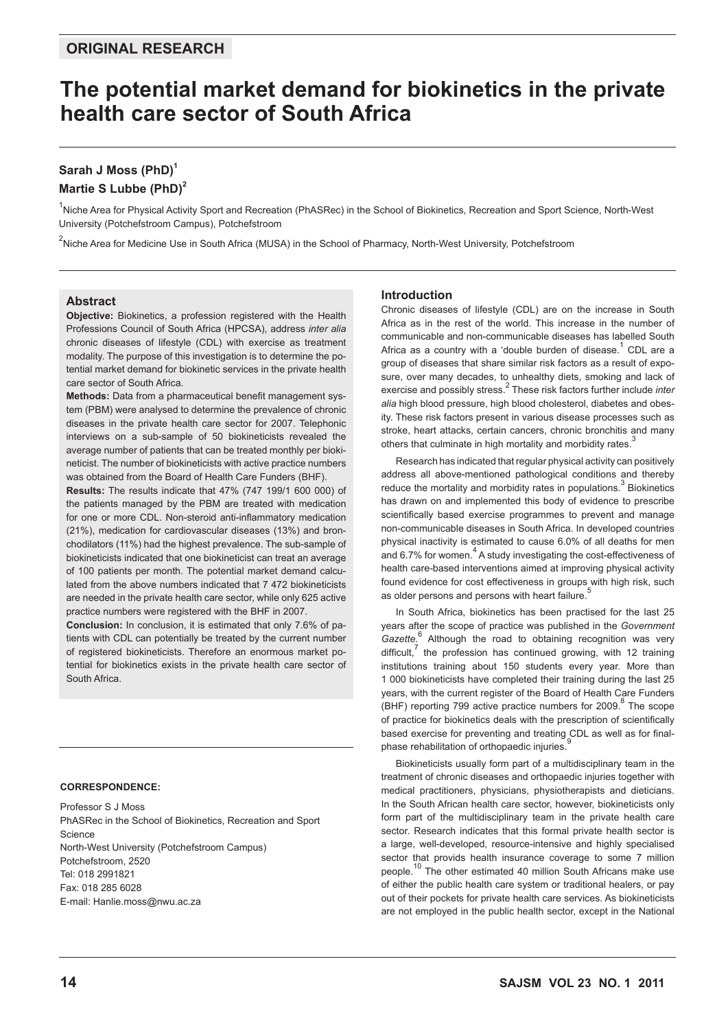**ORIGINAL RESEARCH**

# The potential market demand for biokinetics in the private health care sector of South Africa

**Sarah J Moss (PhD)**[1]
**Martie S Lubbe (PhD)**[2]

[1]Niche Area for Physical Activity Sport and Recreation (PhASRec) in the School of Biokinetics, Recreation and Sport Science, North-West University (Potchefstroom Campus), Potchefstroom

[2]Niche Area for Medicine Use in South Africa (MUSA) in the School of Pharmacy, North-West University, Potchefstroom

### Abstract

**Objective:** Biokinetics, a profession registered with the Health Professions Council of South Africa (HPCSA), address *inter alia* chronic diseases of lifestyle (CDL) with exercise as treatment modality. The purpose of this investigation is to determine the potential market demand for biokinetic services in the private health care sector of South Africa.

**Methods:** Data from a pharmaceutical benefit management system (PBM) were analysed to determine the prevalence of chronic diseases in the private health care sector for 2007. Telephonic interviews on a sub-sample of 50 biokineticists revealed the average number of patients that can be treated monthly per biokineticist. The number of biokineticists with active practice numbers was obtained from the Board of Health Care Funders (BHF).

**Results:** The results indicate that 47% (747 199/1 600 000) of the patients managed by the PBM are treated with medication for one or more CDL. Non-steroid anti-inflammatory medication (21%), medication for cardiovascular diseases (13%) and bronchodilators (11%) had the highest prevalence. The sub-sample of biokineticists indicated that one biokineticist can treat an average of 100 patients per month. The potential market demand calculated from the above numbers indicated that 7 472 biokineticists are needed in the private health care sector, while only 625 active practice numbers were registered with the BHF in 2007.

**Conclusion:** In conclusion, it is estimated that only 7.6% of patients with CDL can potentially be treated by the current number of registered biokineticists. Therefore an enormous market potential for biokinetics exists in the private health care sector of South Africa.

**CORRESPONDENCE:**

Professor S J Moss
PhASRec in the School of Biokinetics, Recreation and Sport Science
North-West University (Potchefstroom Campus)
Potchefstroom, 2520
Tel: 018 2991821
Fax: 018 285 6028
E-mail: Hanlie.moss@nwu.ac.za

### Introduction

Chronic diseases of lifestyle (CDL) are on the increase in South Africa as in the rest of the world. This increase in the number of communicable and non-communicable diseases has labelled South Africa as a country with a 'double burden of disease.'[1] CDL are a group of diseases that share similar risk factors as a result of exposure, over many decades, to unhealthy diets, smoking and lack of exercise and possibly stress.[2] These risk factors further include *inter alia* high blood pressure, high blood cholesterol, diabetes and obesity. These risk factors present in various disease processes such as stroke, heart attacks, certain cancers, chronic bronchitis and many others that culminate in high mortality and morbidity rates.[3]

Research has indicated that regular physical activity can positively address all above-mentioned pathological conditions and thereby reduce the mortality and morbidity rates in populations.[3] Biokinetics has drawn on and implemented this body of evidence to prescribe scientifically based exercise programmes to prevent and manage non-communicable diseases in South Africa. In developed countries physical inactivity is estimated to cause 6.0% of all deaths for men and 6.7% for women.[4] A study investigating the cost-effectiveness of health care-based interventions aimed at improving physical activity found evidence for cost effectiveness in groups with high risk, such as older persons and persons with heart failure.[5]

In South Africa, biokinetics has been practised for the last 25 years after the scope of practice was published in the *Government Gazette*.[6] Although the road to obtaining recognition was very difficult,[7] the profession has continued growing, with 12 training institutions training about 150 students every year. More than 1 000 biokineticists have completed their training during the last 25 years, with the current register of the Board of Health Care Funders (BHF) reporting 799 active practice numbers for 2009.[8] The scope of practice for biokinetics deals with the prescription of scientifically based exercise for preventing and treating CDL as well as for final-phase rehabilitation of orthopaedic injuries.[9]

Biokineticists usually form part of a multidisciplinary team in the treatment of chronic diseases and orthopaedic injuries together with medical practitioners, physicians, physiotherapists and dieticians. In the South African health care sector, however, biokineticists only form part of the multidisciplinary team in the private health care sector. Research indicates that this formal private health sector is a large, well-developed, resource-intensive and highly specialised sector that provids health insurance coverage to some 7 million people.[10] The other estimated 40 million South Africans make use of either the public health care system or traditional healers, or pay out of their pockets for private health care services. As biokineticists are not employed in the public health sector, except in the National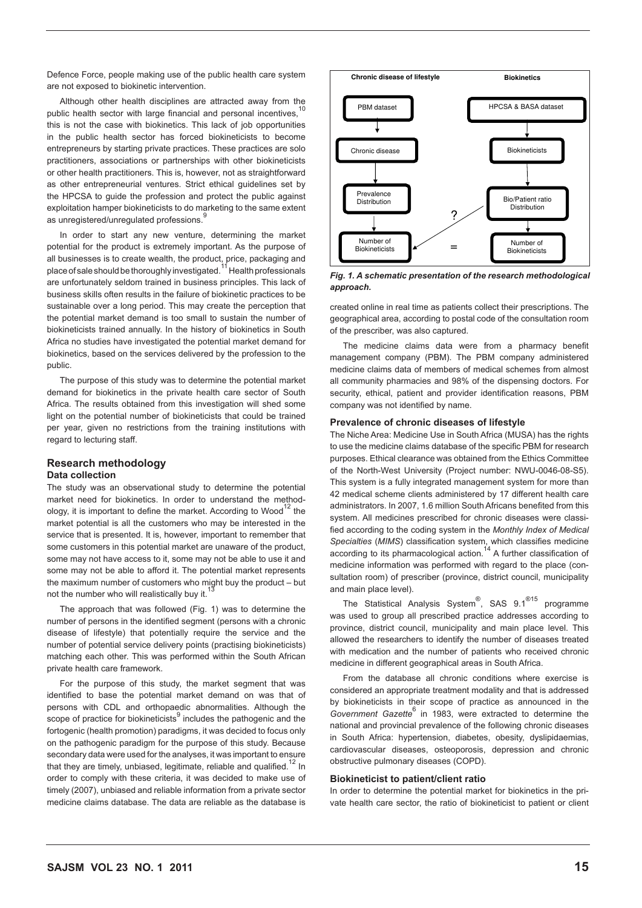Defence Force, people making use of the public health care system are not exposed to biokinetic intervention.

Although other health disciplines are attracted away from the public health sector with large financial and personal incentives,[10] this is not the case with biokinetics. This lack of job opportunities in the public health sector has forced biokineticists to become entrepreneurs by starting private practices. These practices are solo practitioners, associations or partnerships with other biokineticists or other health practitioners. This is, however, not as straightforward as other entrepreneurial ventures. Strict ethical guidelines set by the HPCSA to guide the profession and protect the public against exploitation hamper biokineticists to do marketing to the same extent as unregistered/unregulated professions.[9]

In order to start any new venture, determining the market potential for the product is extremely important. As the purpose of all businesses is to create wealth, the product, price, packaging and place of sale should be thoroughly investigated.[11] Health professionals are unfortunately seldom trained in business principles. This lack of business skills often results in the failure of biokinetic practices to be sustainable over a long period. This may create the perception that the potential market demand is too small to sustain the number of biokineticists trained annually. In the history of biokinetics in South Africa no studies have investigated the potential market demand for biokinetics, based on the services delivered by the profession to the public.

The purpose of this study was to determine the potential market demand for biokinetics in the private health care sector of South Africa. The results obtained from this investigation will shed some light on the potential number of biokineticists that could be trained per year, given no restrictions from the training institutions with regard to lecturing staff.

## Research methodology

### Data collection

The study was an observational study to determine the potential market need for biokinetics. In order to understand the methodology, it is important to define the market. According to Wood[12] the market potential is all the customers who may be interested in the service that is presented. It is, however, important to remember that some customers in this potential market are unaware of the product, some may not have access to it, some may not be able to use it and some may not be able to afford it. The potential market represents the maximum number of customers who might buy the product – but not the number who will realistically buy it.[13]

The approach that was followed (Fig. 1) was to determine the number of persons in the identified segment (persons with a chronic disease of lifestyle) that potentially require the service and the number of potential service delivery points (practising biokineticists) matching each other. This was performed within the South African private health care framework.

For the purpose of this study, the market segment that was identified to base the potential market demand on was that of persons with CDL and orthopaedic abnormalities. Although the scope of practice for biokineticists[9] includes the pathogenic and the fortogenic (health promotion) paradigms, it was decided to focus only on the pathogenic paradigm for the purpose of this study. Because secondary data were used for the analyses, it was important to ensure that they are timely, unbiased, legitimate, reliable and qualified.[12] In order to comply with these criteria, it was decided to make use of timely (2007), unbiased and reliable information from a private sector medicine claims database. The data are reliable as the database is created online in real time as patients collect their prescriptions. The geographical area, according to postal code of the consultation room of the prescriber, was also captured.

**Chronic disease of lifestyle** | **Biokinetics**

PBM dataset → Chronic disease → Prevalence Distribution → Number of Biokineticists

HPCSA & BASA dataset → Biokineticists → Bio/Patient ratio Distribution → Number of Biokineticists

?  =

***Fig. 1. A schematic presentation of the research methodological approach.***

The medicine claims data were from a pharmacy benefit management company (PBM). The PBM company administered medicine claims data of members of medical schemes from almost all community pharmacies and 98% of the dispensing doctors. For security, ethical, patient and provider identification reasons, PBM company was not identified by name.

### Prevalence of chronic diseases of lifestyle

The Niche Area: Medicine Use in South Africa (MUSA) has the rights to use the medicine claims database of the specific PBM for research purposes. Ethical clearance was obtained from the Ethics Committee of the North-West University (Project number: NWU-0046-08-S5). This system is a fully integrated management system for more than 42 medical scheme clients administered by 17 different health care administrators. In 2007, 1.6 million South Africans benefited from this system. All medicines prescribed for chronic diseases were classified according to the coding system in the *Monthly Index of Medical Specialties* (*MIMS*) classification system, which classifies medicine according to its pharmacological action.[14] A further classification of medicine information was performed with regard to the place (consultation room) of prescriber (province, district council, municipality and main place level).

The Statistical Analysis System®, SAS 9.1®[15] programme was used to group all prescribed practice addresses according to province, district council, municipality and main place level. This allowed the researchers to identify the number of diseases treated with medication and the number of patients who received chronic medicine in different geographical areas in South Africa.

From the database all chronic conditions where exercise is considered an appropriate treatment modality and that is addressed by biokineticists in their scope of practice as announced in the *Government Gazette*[6] in 1983, were extracted to determine the national and provincial prevalence of the following chronic diseases in South Africa: hypertension, diabetes, obesity, dyslipidaemias, cardiovascular diseases, osteoporosis, depression and chronic obstructive pulmonary diseases (COPD).

### Biokineticist to patient/client ratio

In order to determine the potential market for biokinetics in the private health care sector, the ratio of biokineticist to patient or client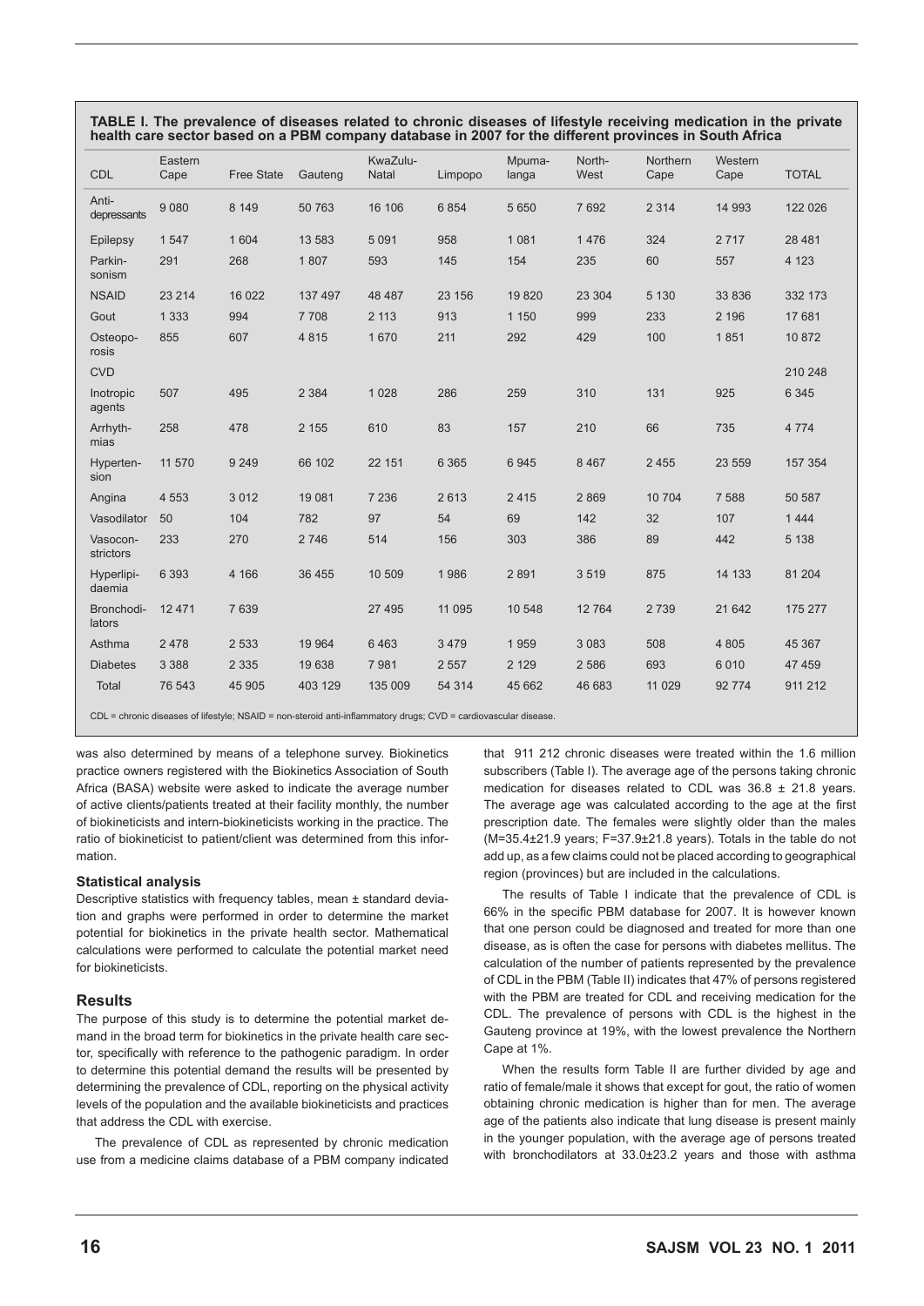**TABLE I. The prevalence of diseases related to chronic diseases of lifestyle receiving medication in the private health care sector based on a PBM company database in 2007 for the different provinces in South Africa**

| CDL | Eastern Cape | Free State | Gauteng | KwaZulu-Natal | Limpopo | Mpumalanga | North-West | Northern Cape | Western Cape | TOTAL |
|---|---|---|---|---|---|---|---|---|---|---|
| Anti-depressants | 9 080 | 8 149 | 50 763 | 16 106 | 6 854 | 5 650 | 7 692 | 2 314 | 14 993 | 122 026 |
| Epilepsy | 1 547 | 1 604 | 13 583 | 5 091 | 958 | 1 081 | 1 476 | 324 | 2 717 | 28 481 |
| Parkinsonism | 291 | 268 | 1 807 | 593 | 145 | 154 | 235 | 60 | 557 | 4 123 |
| NSAID | 23 214 | 16 022 | 137 497 | 48 487 | 23 156 | 19 820 | 23 304 | 5 130 | 33 836 | 332 173 |
| Gout | 1 333 | 994 | 7 708 | 2 113 | 913 | 1 150 | 999 | 233 | 2 196 | 17 681 |
| Osteoporosis | 855 | 607 | 4 815 | 1 670 | 211 | 292 | 429 | 100 | 1 851 | 10 872 |
| CVD | | | | | | | | | | 210 248 |
| Inotropic agents | 507 | 495 | 2 384 | 1 028 | 286 | 259 | 310 | 131 | 925 | 6 345 |
| Arrhythmias | 258 | 478 | 2 155 | 610 | 83 | 157 | 210 | 66 | 735 | 4 774 |
| Hypertension | 11 570 | 9 249 | 66 102 | 22 151 | 6 365 | 6 945 | 8 467 | 2 455 | 23 559 | 157 354 |
| Angina | 4 553 | 3 012 | 19 081 | 7 236 | 2 613 | 2 415 | 2 869 | 10 704 | 7 588 | 50 587 |
| Vasodilator | 50 | 104 | 782 | 97 | 54 | 69 | 142 | 32 | 107 | 1 444 |
| Vasoconstrictors | 233 | 270 | 2 746 | 514 | 156 | 303 | 386 | 89 | 442 | 5 138 |
| Hyperlipidaemia | 6 393 | 4 166 | 36 455 | 10 509 | 1 986 | 2 891 | 3 519 | 875 | 14 133 | 81 204 |
| Bronchodilators | 12 471 | 7 639 | | 27 495 | 11 095 | 10 548 | 12 764 | 2 739 | 21 642 | 175 277 |
| Asthma | 2 478 | 2 533 | 19 964 | 6 463 | 3 479 | 1 959 | 3 083 | 508 | 4 805 | 45 367 |
| Diabetes | 3 388 | 2 335 | 19 638 | 7 981 | 2 557 | 2 129 | 2 586 | 693 | 6 010 | 47 459 |
| Total | 76 543 | 45 905 | 403 129 | 135 009 | 54 314 | 45 662 | 46 683 | 11 029 | 92 774 | 911 212 |

CDL = chronic diseases of lifestyle; NSAID = non-steroid anti-inflammatory drugs; CVD = cardiovascular disease.

was also determined by means of a telephone survey. Biokinetics practice owners registered with the Biokinetics Association of South Africa (BASA) website were asked to indicate the average number of active clients/patients treated at their facility monthly, the number of biokineticists and intern-biokineticists working in the practice. The ratio of biokineticist to patient/client was determined from this information.

### Statistical analysis

Descriptive statistics with frequency tables, mean ± standard deviation and graphs were performed in order to determine the market potential for biokinetics in the private health sector. Mathematical calculations were performed to calculate the potential market need for biokineticists.

## Results

The purpose of this study is to determine the potential market demand in the broad term for biokinetics in the private health care sector, specifically with reference to the pathogenic paradigm. In order to determine this potential demand the results will be presented by determining the prevalence of CDL, reporting on the physical activity levels of the population and the available biokineticists and practices that address the CDL with exercise.

The prevalence of CDL as represented by chronic medication use from a medicine claims database of a PBM company indicated that 911 212 chronic diseases were treated within the 1.6 million subscribers (Table I). The average age of the persons taking chronic medication for diseases related to CDL was 36.8 ± 21.8 years. The average age was calculated according to the age at the first prescription date. The females were slightly older than the males (M=35.4±21.9 years; F=37.9±21.8 years). Totals in the table do not add up, as a few claims could not be placed according to geographical region (provinces) but are included in the calculations.

The results of Table I indicate that the prevalence of CDL is 66% in the specific PBM database for 2007. It is however known that one person could be diagnosed and treated for more than one disease, as is often the case for persons with diabetes mellitus. The calculation of the number of patients represented by the prevalence of CDL in the PBM (Table II) indicates that 47% of persons registered with the PBM are treated for CDL and receiving medication for the CDL. The prevalence of persons with CDL is the highest in the Gauteng province at 19%, with the lowest prevalence the Northern Cape at 1%.

When the results form Table II are further divided by age and ratio of female/male it shows that except for gout, the ratio of women obtaining chronic medication is higher than for men. The average age of the patients also indicate that lung disease is present mainly in the younger population, with the average age of persons treated with bronchodilators at 33.0±23.2 years and those with asthma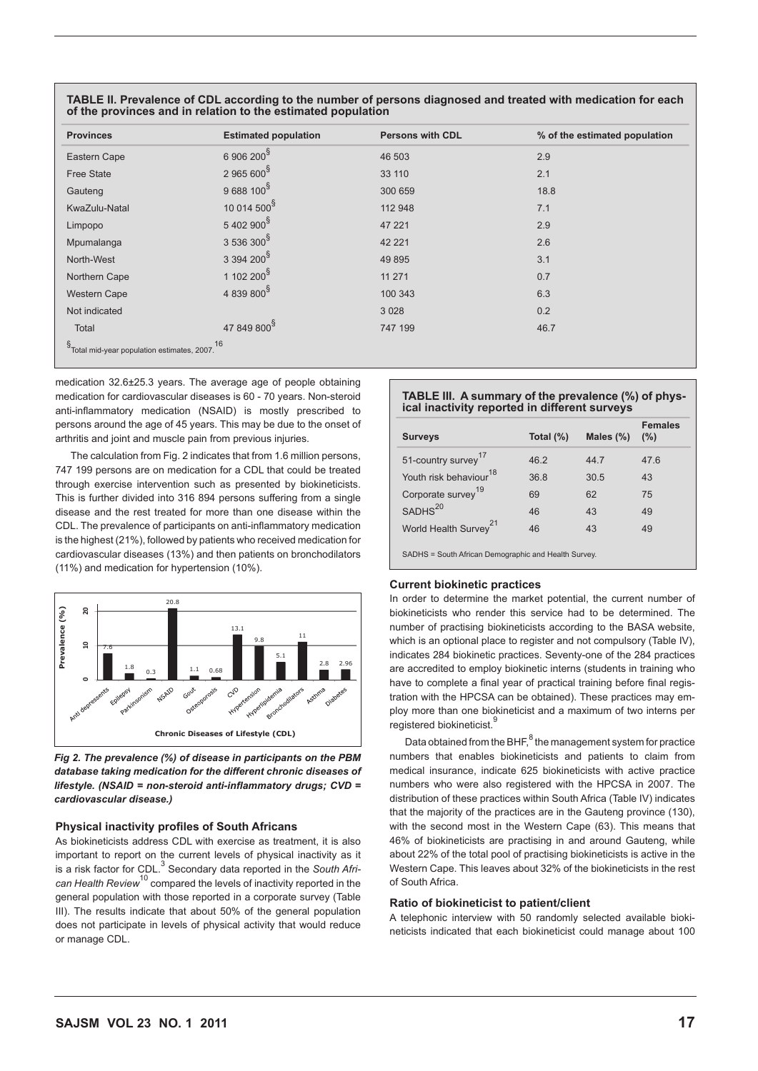**TABLE II. Prevalence of CDL according to the number of persons diagnosed and treated with medication for each of the provinces and in relation to the estimated population**

| Provinces | Estimated population | Persons with CDL | % of the estimated population |
|---|---|---|---|
| Eastern Cape | 6 906 200[§] | 46 503 | 2.9 |
| Free State | 2 965 600[§] | 33 110 | 2.1 |
| Gauteng | 9 688 100[§] | 300 659 | 18.8 |
| KwaZulu-Natal | 10 014 500[§] | 112 948 | 7.1 |
| Limpopo | 5 402 900[§] | 47 221 | 2.9 |
| Mpumalanga | 3 536 300[§] | 42 221 | 2.6 |
| North-West | 3 394 200[§] | 49 895 | 3.1 |
| Northern Cape | 1 102 200[§] | 11 271 | 0.7 |
| Western Cape | 4 839 800[§] | 100 343 | 6.3 |
| Not indicated | | 3 028 | 0.2 |
| Total | 47 849 800[§] | 747 199 | 46.7 |

[§] Total mid-year population estimates, 2007.[16]

medication 32.6±25.3 years. The average age of people obtaining medication for cardiovascular diseases is 60 - 70 years. Non-steroid anti-inflammatory medication (NSAID) is mostly prescribed to persons around the age of 45 years. This may be due to the onset of arthritis and joint and muscle pain from previous injuries.

The calculation from Fig. 2 indicates that from 1.6 million persons, 747 199 persons are on medication for a CDL that could be treated through exercise intervention such as presented by biokineticists. This is further divided into 316 894 persons suffering from a single disease and the rest treated for more than one disease within the CDL. The prevalence of participants on anti-inflammatory medication is the highest (21%), followed by patients who received medication for cardiovascular diseases (13%) and then patients on bronchodilators (11%) and medication for hypertension (10%).

| Chronic Diseases of Lifestyle (CDL) | Prevalence (%) |
|---|---|
| Anti depressants | 7.6 |
| Epilepsy | 1.8 |
| Parkinsonism | 0.3 |
| NSAID | 20.8 |
| Gout | 1.1 |
| Osteoporosis | 0.68 |
| CVD | 13.1 |
| Hypertension | 9.8 |
| Hyperlipidemia | 5.1 |
| Bronchodilators | 11 |
| Asthma | 2.8 |
| Diabetes | 2.96 |

*Fig 2. The prevalence (%) of disease in participants on the PBM database taking medication for the different chronic diseases of lifestyle. (NSAID = non-steroid anti-inflammatory drugs; CVD = cardiovascular disease.)*

### Physical inactivity profiles of South Africans

As biokineticists address CDL with exercise as treatment, it is also important to report on the current levels of physical inactivity as it is a risk factor for CDL.[3] Secondary data reported in the *South African Health Review*[10] compared the levels of inactivity reported in the general population with those reported in a corporate survey (Table III). The results indicate that about 50% of the general population does not participate in levels of physical activity that would reduce or manage CDL.

**TABLE III. A summary of the prevalence (%) of physical inactivity reported in different surveys**

| Surveys | Total (%) | Males (%) | Females (%) |
|---|---|---|---|
| 51-country survey[17] | 46.2 | 44.7 | 47.6 |
| Youth risk behaviour[18] | 36.8 | 30.5 | 43 |
| Corporate survey[19] | 69 | 62 | 75 |
| SADHS[20] | 46 | 43 | 49 |
| World Health Survey[21] | 46 | 43 | 49 |

SADHS = South African Demographic and Health Survey.

### Current biokinetic practices

In order to determine the market potential, the current number of biokineticists who render this service had to be determined. The number of practising biokineticists according to the BASA website, which is an optional place to register and not compulsory (Table IV), indicates 284 biokinetic practices. Seventy-one of the 284 practices are accredited to employ biokinetic interns (students in training who have to complete a final year of practical training before final registration with the HPCSA can be obtained). These practices may employ more than one biokineticist and a maximum of two interns per registered biokineticist.[9]

Data obtained from the BHF,[8] the management system for practice numbers that enables biokineticists and patients to claim from medical insurance, indicate 625 biokineticists with active practice numbers who were also registered with the HPCSA in 2007. The distribution of these practices within South Africa (Table IV) indicates that the majority of the practices are in the Gauteng province (130), with the second most in the Western Cape (63). This means that 46% of biokineticists are practising in and around Gauteng, while about 22% of the total pool of practising biokineticists is active in the Western Cape. This leaves about 32% of the biokineticists in the rest of South Africa.

### Ratio of biokineticist to patient/client

A telephonic interview with 50 randomly selected available biokineticists indicated that each biokineticist could manage about 100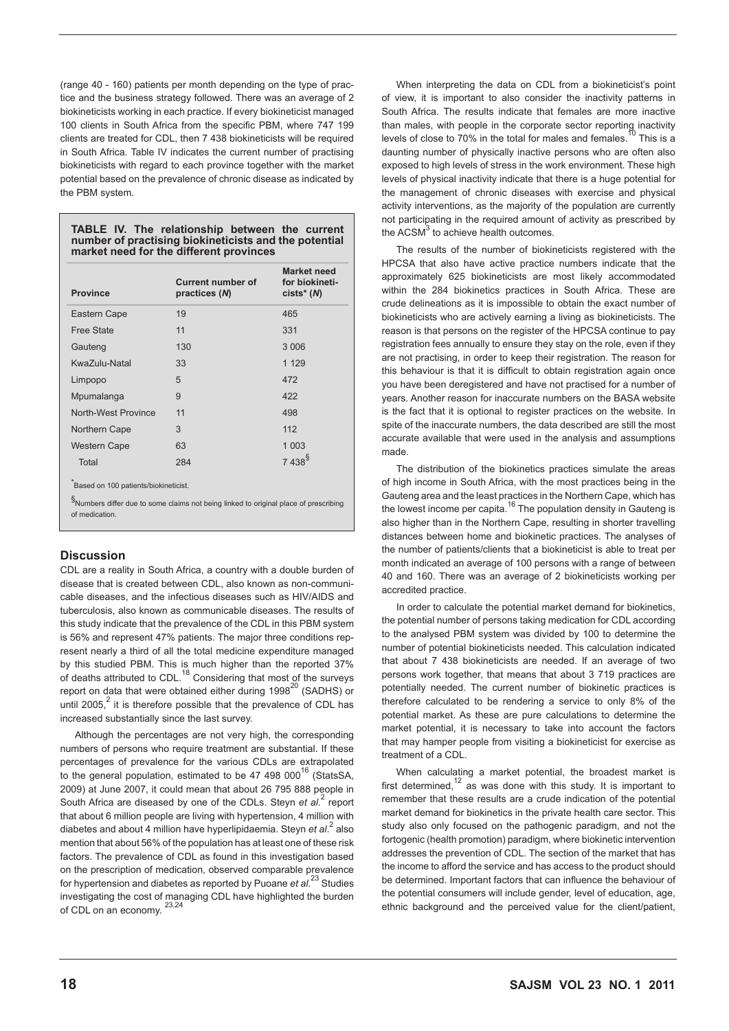(range 40 - 160) patients per month depending on the type of practice and the business strategy followed. There was an average of 2 biokineticists working in each practice. If every biokineticist managed 100 clients in South Africa from the specific PBM, where 747 199 clients are treated for CDL, then 7 438 biokineticists will be required in South Africa. Table IV indicates the current number of practising biokineticists with regard to each province together with the market potential based on the prevalence of chronic disease as indicated by the PBM system.

**TABLE IV. The relationship between the current number of practising biokineticists and the potential market need for the different provinces**

| Province | Current number of practices (*N*) | Market need for biokineticists* (*N*) |
|---|---|---|
| Eastern Cape | 19 | 465 |
| Free State | 11 | 331 |
| Gauteng | 130 | 3 006 |
| KwaZulu-Natal | 33 | 1 129 |
| Limpopo | 5 | 472 |
| Mpumalanga | 9 | 422 |
| North-West Province | 11 | 498 |
| Northern Cape | 3 | 112 |
| Western Cape | 63 | 1 003 |
| Total | 284 | 7 438§ |

*Based on 100 patients/biokineticist.

§Numbers differ due to some claims not being linked to original place of prescribing of medication.

## Discussion

CDL are a reality in South Africa, a country with a double burden of disease that is created between CDL, also known as non-communicable diseases, and the infectious diseases such as HIV/AIDS and tuberculosis, also known as communicable diseases. The results of this study indicate that the prevalence of the CDL in this PBM system is 56% and represent 47% patients. The major three conditions represent nearly a third of all the total medicine expenditure managed by this studied PBM. This is much higher than the reported 37% of deaths attributed to CDL.[18] Considering that most of the surveys report on data that were obtained either during 1998[20] (SADHS) or until 2005,[2] it is therefore possible that the prevalence of CDL has increased substantially since the last survey.

Although the percentages are not very high, the corresponding numbers of persons who require treatment are substantial. If these percentages of prevalence for the various CDLs are extrapolated to the general population, estimated to be 47 498 000[16] (StatsSA, 2009) at June 2007, it could mean that about 26 795 888 people in South Africa are diseased by one of the CDLs. Steyn *et al.*[2] report that about 6 million people are living with hypertension, 4 million with diabetes and about 4 million have hyperlipidaemia. Steyn *et al.*[2] also mention that about 56% of the population has at least one of these risk factors. The prevalence of CDL as found in this investigation based on the prescription of medication, observed comparable prevalence for hypertension and diabetes as reported by Puoane *et al.*[23] Studies investigating the cost of managing CDL have highlighted the burden of CDL on an economy.[23,24]

When interpreting the data on CDL from a biokineticist's point of view, it is important to also consider the inactivity patterns in South Africa. The results indicate that females are more inactive than males, with people in the corporate sector reporting inactivity levels of close to 70% in the total for males and females.[10] This is a daunting number of physically inactive persons who are often also exposed to high levels of stress in the work environment. These high levels of physical inactivity indicate that there is a huge potential for the management of chronic diseases with exercise and physical activity interventions, as the majority of the population are currently not participating in the required amount of activity as prescribed by the ACSM[3] to achieve health outcomes.

The results of the number of biokineticists registered with the HPCSA that also have active practice numbers indicate that the approximately 625 biokineticists are most likely accommodated within the 284 biokinetics practices in South Africa. These are crude delineations as it is impossible to obtain the exact number of biokineticists who are actively earning a living as biokineticists. The reason is that persons on the register of the HPCSA continue to pay registration fees annually to ensure they stay on the role, even if they are not practising, in order to keep their registration. The reason for this behaviour is that it is difficult to obtain registration again once you have been deregistered and have not practised for a number of years. Another reason for inaccurate numbers on the BASA website is the fact that it is optional to register practices on the website. In spite of the inaccurate numbers, the data described are still the most accurate available that were used in the analysis and assumptions made.

The distribution of the biokinetics practices simulate the areas of high income in South Africa, with the most practices being in the Gauteng area and the least practices in the Northern Cape, which has the lowest income per capita.[16] The population density in Gauteng is also higher than in the Northern Cape, resulting in shorter travelling distances between home and biokinetic practices. The analyses of the number of patients/clients that a biokineticist is able to treat per month indicated an average of 100 persons with a range of between 40 and 160. There was an average of 2 biokineticists working per accredited practice.

In order to calculate the potential market demand for biokinetics, the potential number of persons taking medication for CDL according to the analysed PBM system was divided by 100 to determine the number of potential biokineticists needed. This calculation indicated that about 7 438 biokineticists are needed. If an average of two persons work together, that means that about 3 719 practices are potentially needed. The current number of biokinetic practices is therefore calculated to be rendering a service to only 8% of the potential market. As these are pure calculations to determine the market potential, it is necessary to take into account the factors that may hamper people from visiting a biokineticist for exercise as treatment of a CDL.

When calculating a market potential, the broadest market is first determined,[12] as was done with this study. It is important to remember that these results are a crude indication of the potential market demand for biokinetics in the private health care sector. This study also only focused on the pathogenic paradigm, and not the fortogenic (health promotion) paradigm, where biokinetic intervention addresses the prevention of CDL. The section of the market that has the income to afford the service and has access to the product should be determined. Important factors that can influence the behaviour of the potential consumers will include gender, level of education, age, ethnic background and the perceived value for the client/patient,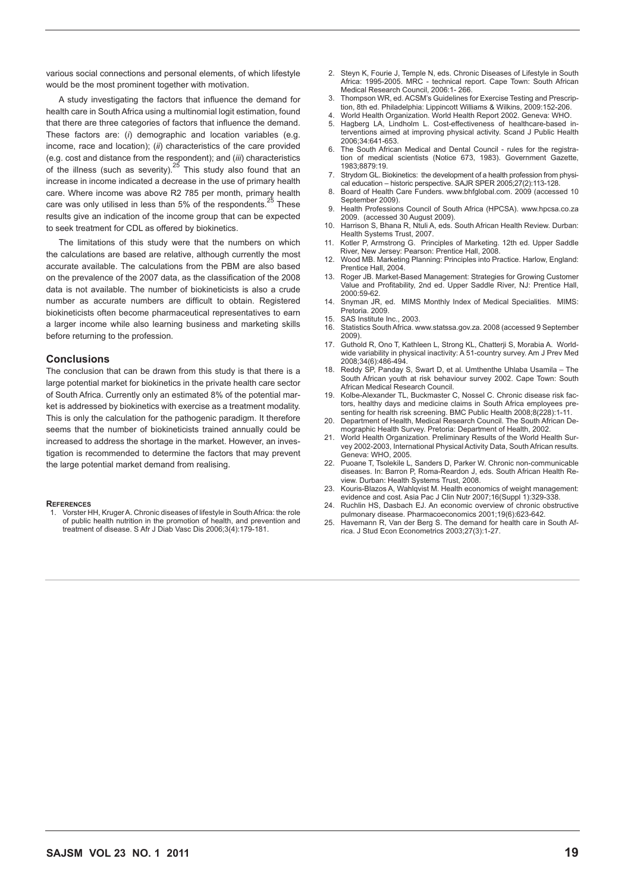various social connections and personal elements, of which lifestyle would be the most prominent together with motivation.

A study investigating the factors that influence the demand for health care in South Africa using a multinomial logit estimation, found that there are three categories of factors that influence the demand. These factors are: (*i*) demographic and location variables (e.g. income, race and location); (*ii*) characteristics of the care provided (e.g. cost and distance from the respondent); and (*iii*) characteristics of the illness (such as severity).[25] This study also found that an increase in income indicated a decrease in the use of primary health care. Where income was above R2 785 per month, primary health care was only utilised in less than 5% of the respondents.[25] These results give an indication of the income group that can be expected to seek treatment for CDL as offered by biokinetics.

The limitations of this study were that the numbers on which the calculations are based are relative, although currently the most accurate available. The calculations from the PBM are also based on the prevalence of the 2007 data, as the classification of the 2008 data is not available. The number of biokineticists is also a crude number as accurate numbers are difficult to obtain. Registered biokineticists often become pharmaceutical representatives to earn a larger income while also learning business and marketing skills before returning to the profession.

## Conclusions

The conclusion that can be drawn from this study is that there is a large potential market for biokinetics in the private health care sector of South Africa. Currently only an estimated 8% of the potential market is addressed by biokinetics with exercise as a treatment modality. This is only the calculation for the pathogenic paradigm. It therefore seems that the number of biokineticists trained annually could be increased to address the shortage in the market. However, an investigation is recommended to determine the factors that may prevent the large potential market demand from realising.

### References

1. Vorster HH, Kruger A. Chronic diseases of lifestyle in South Africa: the role of public health nutrition in the promotion of health, and prevention and treatment of disease. S Afr J Diab Vasc Dis 2006;3(4):179-181.
2. Steyn K, Fourie J, Temple N, eds. Chronic Diseases of Lifestyle in South Africa: 1995-2005. MRC - technical report. Cape Town: South African Medical Research Council, 2006:1- 266.
3. Thompson WR, ed. ACSM's Guidelines for Exercise Testing and Prescription, 8th ed. Philadelphia: Lippincott Williams & Wilkins, 2009:152-206.
4. World Health Organization. World Health Report 2002. Geneva: WHO.
5. Hagberg LA, Lindholm L. Cost-effectiveness of healthcare-based interventions aimed at improving physical activity. Scand J Public Health 2006;34:641-653.
6. The South African Medical and Dental Council - rules for the registration of medical scientists (Notice 673, 1983). Government Gazette, 1983;8879:19.
7. Strydom GL. Biokinetics: the development of a health profession from physical education – historic perspective. SAJR SPER 2005;27(2):113-128.
8. Board of Health Care Funders. www.bhfglobal.com. 2009 (accessed 10 September 2009).
9. Health Professions Council of South Africa (HPCSA). www.hpcsa.co.za 2009. (accessed 30 August 2009).
10. Harrison S, Bhana R, Ntuli A, eds. South African Health Review. Durban: Health Systems Trust, 2007.
11. Kotler P, Armstrong G. Principles of Marketing. 12th ed. Upper Saddle River, New Jersey: Pearson: Prentice Hall, 2008.
12. Wood MB. Marketing Planning: Principles into Practice. Harlow, England: Prentice Hall, 2004.
13. Roger JB. Market-Based Management: Strategies for Growing Customer Value and Profitability, 2nd ed. Upper Saddle River, NJ: Prentice Hall, 2000:59-62.
14. Snyman JR, ed. MIMS Monthly Index of Medical Specialities. MIMS: Pretoria. 2009.
15. SAS Institute Inc., 2003.
16. Statistics South Africa. www.statssa.gov.za. 2008 (accessed 9 September 2009).
17. Guthold R, Ono T, Kathleen L, Strong KL, Chatterji S, Morabia A. Worldwide variability in physical inactivity: A 51-country survey. Am J Prev Med 2008;34(6):486-494.
18. Reddy SP, Panday S, Swart D, et al. Umthenthe Uhlaba Usamila – The South African youth at risk behaviour survey 2002. Cape Town: South African Medical Research Council.
19. Kolbe-Alexander TL, Buckmaster C, Nossel C. Chronic disease risk factors, healthy days and medicine claims in South Africa employees presenting for health risk screening. BMC Public Health 2008;8(228):1-11.
20. Department of Health, Medical Research Council. The South African Demographic Health Survey. Pretoria: Department of Health, 2002.
21. World Health Organization. Preliminary Results of the World Health Survey 2002-2003, International Physical Activity Data, South African results. Geneva: WHO, 2005.
22. Puoane T, Tsolekile L, Sanders D, Parker W. Chronic non-communicable diseases. In: Barron P, Roma-Reardon J, eds. South African Health Review. Durban: Health Systems Trust, 2008.
23. Kouris-Blazos A, Wahlqvist M. Health economics of weight management: evidence and cost. Asia Pac J Clin Nutr 2007;16(Suppl 1):329-338.
24. Ruchlin HS, Dasbach EJ. An economic overview of chronic obstructive pulmonary disease. Pharmacoeconomics 2001;19(6):623-642.
25. Havemann R, Van der Berg S. The demand for health care in South Africa. J Stud Econ Econometrics 2003;27(3):1-27.